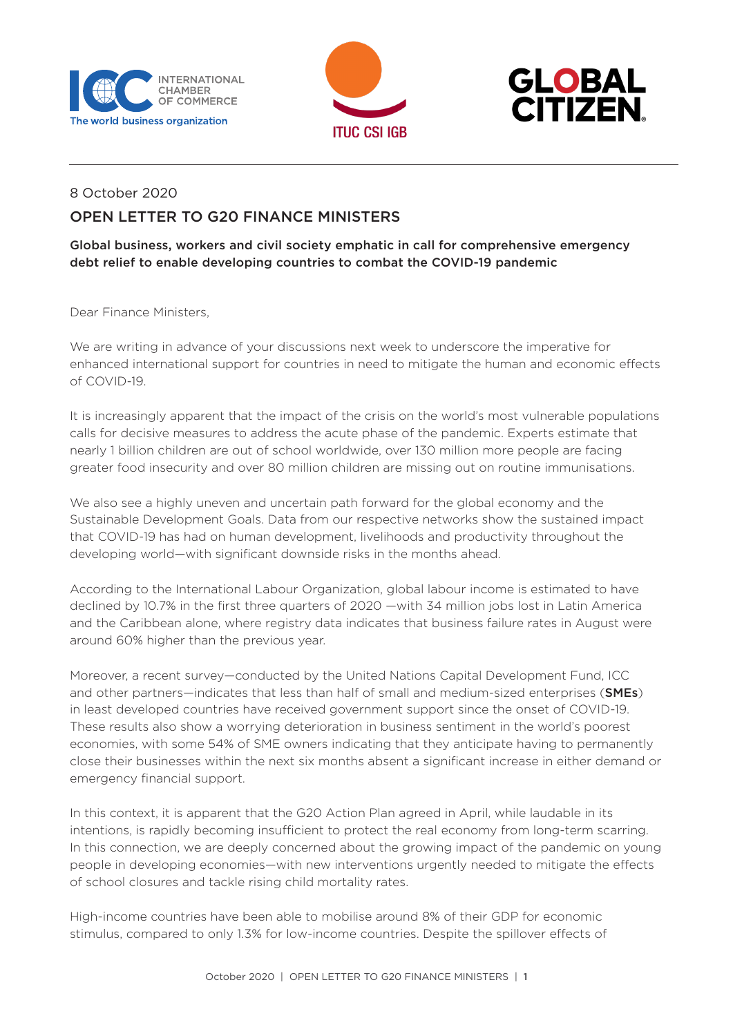8 October 2020

# OPEN LETTER TO G20 FINANCE MINISTERS

**Global business, workers and civil society emphatic in call for comprehensive emergency debt relief to enable developing countries to combat the COVID-19 pandemic**

Dear Finance Ministers,

We are writing in advance of your discussions next week to underscore the imperative for enhanced international support for countries in need to mitigate the human and economic effects of COVID-19.

It is increasingly apparent that the impact of the crisis on the world's most vulnerable populations calls for decisive measures to address the acute phase of the pandemic. Experts estimate that nearly 1 billion children are out of school worldwide, over 130 million more people are facing greater food insecurity and over 80 million children are missing out on routine immunisations.

We also see a highly uneven and uncertain path forward for the global economy and the Sustainable Development Goals. Data from our respective networks show the sustained impact that COVID-19 has had on human development, livelihoods and productivity throughout the developing world—with significant downside risks in the months ahead.

According to the International Labour Organization, global labour income is estimated to have declined by 10.7% in the first three quarters of 2020 —with 34 million jobs lost in Latin America and the Caribbean alone, where registry data indicates that business failure rates in August were around 60% higher than the previous year.

Moreover, a recent survey—conducted by the United Nations Capital Development Fund, ICC and other partners—indicates that less than half of small and medium-sized enterprises (**SMEs**) in least developed countries have received government support since the onset of COVID-19. These results also show a worrying deterioration in business sentiment in the world's poorest economies, with some 54% of SME owners indicating that they anticipate having to permanently close their businesses within the next six months absent a significant increase in either demand or emergency financial support.

In this context, it is apparent that the G20 Action Plan agreed in April, while laudable in its intentions, is rapidly becoming insufficient to protect the real economy from long-term scarring. In this connection, we are deeply concerned about the growing impact of the pandemic on young people in developing economies—with new interventions urgently needed to mitigate the effects of school closures and tackle rising child mortality rates.

High-income countries have been able to mobilise around 8% of their GDP for economic stimulus, compared to only 1.3% for low-income countries. Despite the spillover effects of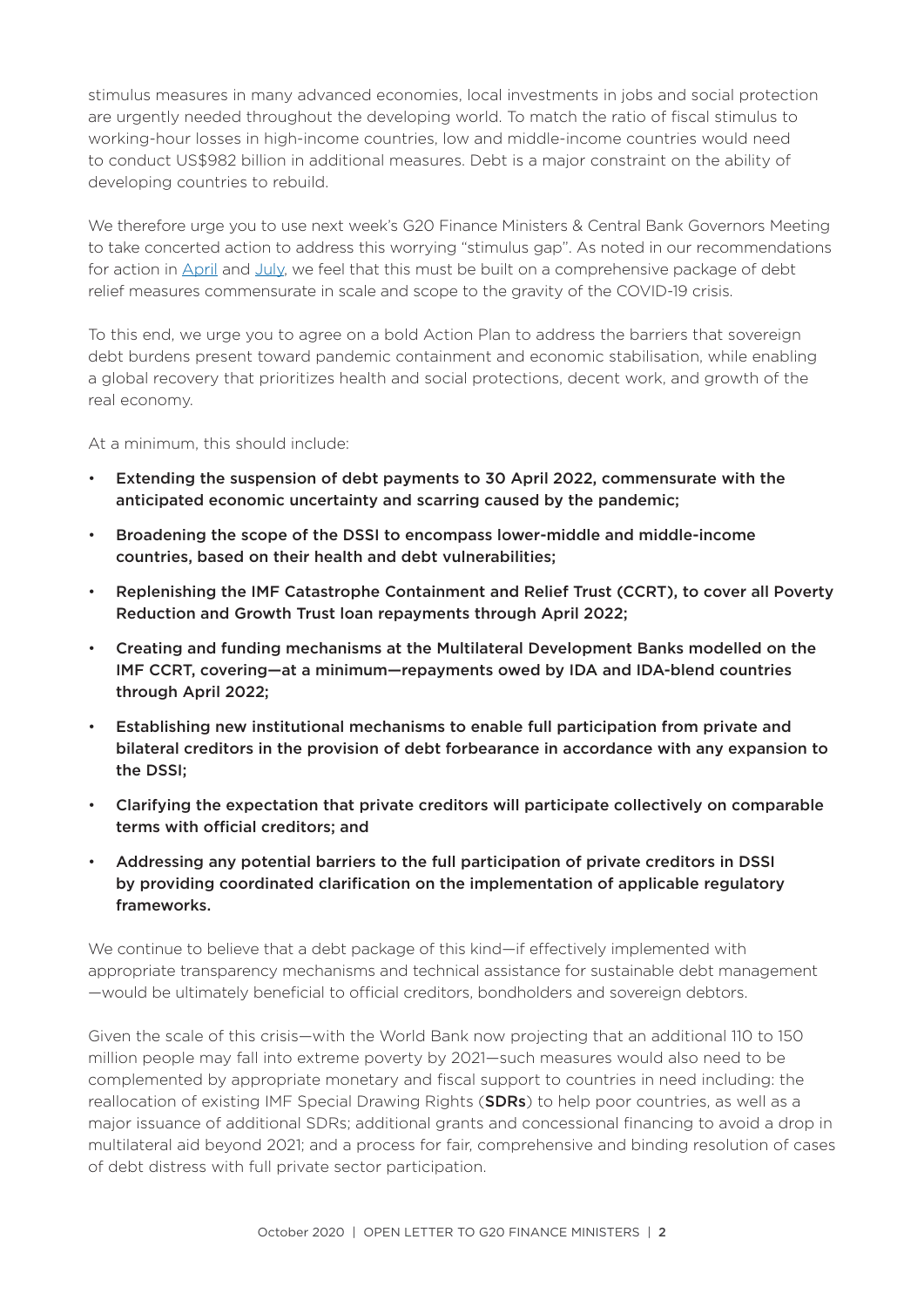stimulus measures in many advanced economies, local investments in jobs and social protection are urgently needed throughout the developing world. To match the ratio of fiscal stimulus to working-hour losses in high-income countries, low and middle-income countries would need to conduct US$982 billion in additional measures. Debt is a major constraint on the ability of developing countries to rebuild.

We therefore urge you to use next week's G20 Finance Ministers & Central Bank Governors Meeting to take concerted action to address this worrying "stimulus gap". As noted in our recommendations for action in April and July, we feel that this must be built on a comprehensive package of debt relief measures commensurate in scale and scope to the gravity of the COVID-19 crisis.

To this end, we urge you to agree on a bold Action Plan to address the barriers that sovereign debt burdens present toward pandemic containment and economic stabilisation, while enabling a global recovery that prioritizes health and social protections, decent work, and growth of the real economy.

At a minimum, this should include:

- **Extending the suspension of debt payments to 30 April 2022, commensurate with the anticipated economic uncertainty and scarring caused by the pandemic;**
- **Broadening the scope of the DSSI to encompass lower-middle and middle-income countries, based on their health and debt vulnerabilities;**
- **Replenishing the IMF Catastrophe Containment and Relief Trust (CCRT), to cover all Poverty Reduction and Growth Trust loan repayments through April 2022;**
- **Creating and funding mechanisms at the Multilateral Development Banks modelled on the IMF CCRT, covering—at a minimum—repayments owed by IDA and IDA-blend countries through April 2022;**
- **Establishing new institutional mechanisms to enable full participation from private and bilateral creditors in the provision of debt forbearance in accordance with any expansion to the DSSI;**
- **Clarifying the expectation that private creditors will participate collectively on comparable terms with official creditors; and**
- **Addressing any potential barriers to the full participation of private creditors in DSSI by providing coordinated clarification on the implementation of applicable regulatory frameworks.**

We continue to believe that a debt package of this kind—if effectively implemented with appropriate transparency mechanisms and technical assistance for sustainable debt management—would be ultimately beneficial to official creditors, bondholders and sovereign debtors.

Given the scale of this crisis—with the World Bank now projecting that an additional 110 to 150 million people may fall into extreme poverty by 2021—such measures would also need to be complemented by appropriate monetary and fiscal support to countries in need including: the reallocation of existing IMF Special Drawing Rights (**SDRs**) to help poor countries, as well as a major issuance of additional SDRs; additional grants and concessional financing to avoid a drop in multilateral aid beyond 2021; and a process for fair, comprehensive and binding resolution of cases of debt distress with full private sector participation.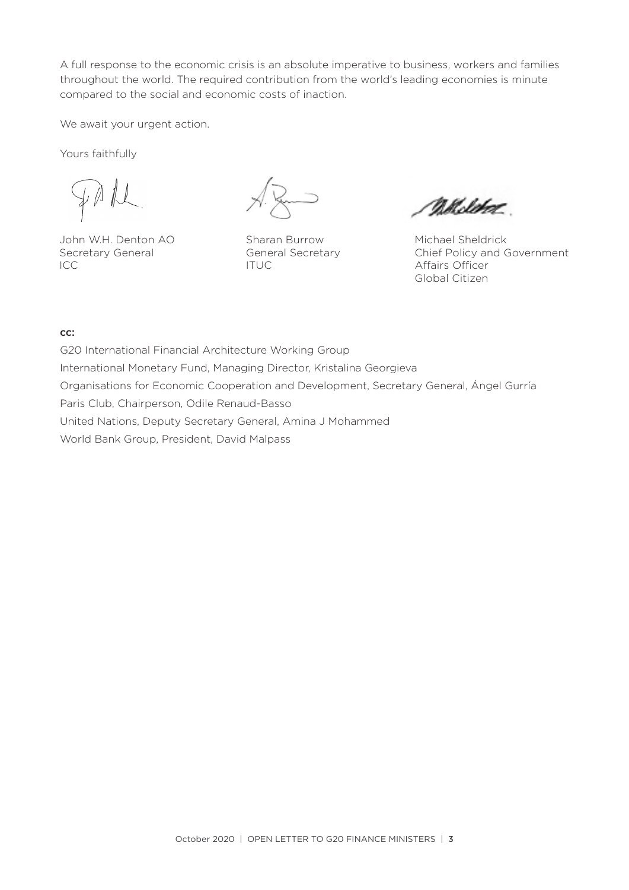A full response to the economic crisis is an absolute imperative to business, workers and families throughout the world. The required contribution from the world's leading economies is minute compared to the social and economic costs of inaction.

We await your urgent action.

Yours faithfully

John W.H. Denton AO
Secretary General
ICC

Sharan Burrow
General Secretary
ITUC

Michael Sheldrick
Chief Policy and Government Affairs Officer
Global Citizen

**cc:**

G20 International Financial Architecture Working Group

International Monetary Fund, Managing Director, Kristalina Georgieva

Organisations for Economic Cooperation and Development, Secretary General, Ángel Gurría

Paris Club, Chairperson, Odile Renaud-Basso

United Nations, Deputy Secretary General, Amina J Mohammed

World Bank Group, President, David Malpass